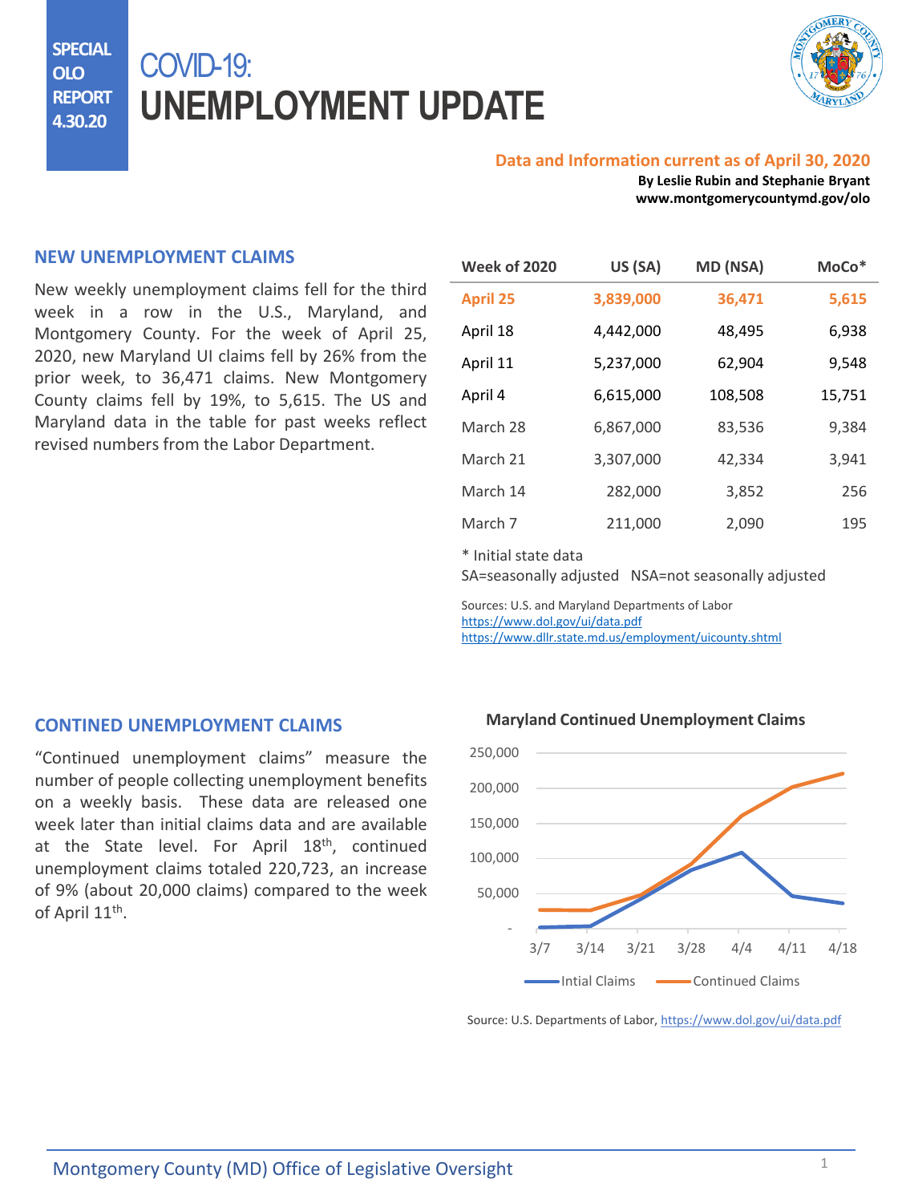SPECIAL OLO REPORT 4.30.20

# COVID-19: UNEMPLOYMENT UPDATE

**Data and Information current as of April 30, 2020**
**By Leslie Rubin and Stephanie Bryant**
**www.montgomerycountymd.gov/olo**

## NEW UNEMPLOYMENT CLAIMS

New weekly unemployment claims fell for the third week in a row in the U.S., Maryland, and Montgomery County. For the week of April 25, 2020, new Maryland UI claims fell by 26% from the prior week, to 36,471 claims. New Montgomery County claims fell by 19%, to 5,615. The US and Maryland data in the table for past weeks reflect revised numbers from the Labor Department.

| Week of 2020 | US (SA) | MD (NSA) | MoCo* |
|---|---|---|---|
| April 25 | 3,839,000 | 36,471 | 5,615 |
| April 18 | 4,442,000 | 48,495 | 6,938 |
| April 11 | 5,237,000 | 62,904 | 9,548 |
| April 4 | 6,615,000 | 108,508 | 15,751 |
| March 28 | 6,867,000 | 83,536 | 9,384 |
| March 21 | 3,307,000 | 42,334 | 3,941 |
| March 14 | 282,000 | 3,852 | 256 |
| March 7 | 211,000 | 2,090 | 195 |

\* Initial state data
SA=seasonally adjusted NSA=not seasonally adjusted

Sources: U.S. and Maryland Departments of Labor
https://www.dol.gov/ui/data.pdf
https://www.dllr.state.md.us/employment/uicounty.shtml

## CONTINED UNEMPLOYMENT CLAIMS

"Continued unemployment claims" measure the number of people collecting unemployment benefits on a weekly basis. These data are released one week later than initial claims data and are available at the State level. For April 18th, continued unemployment claims totaled 220,723, an increase of 9% (about 20,000 claims) compared to the week of April 11th.

**Maryland Continued Unemployment Claims**

250,000
200,000
150,000
100,000
50,000
-

3/7 3/14 3/21 3/28 4/4 4/11 4/18

Intial Claims
Continued Claims

Source: U.S. Departments of Labor, https://www.dol.gov/ui/data.pdf

Montgomery County (MD) Office of Legislative Oversight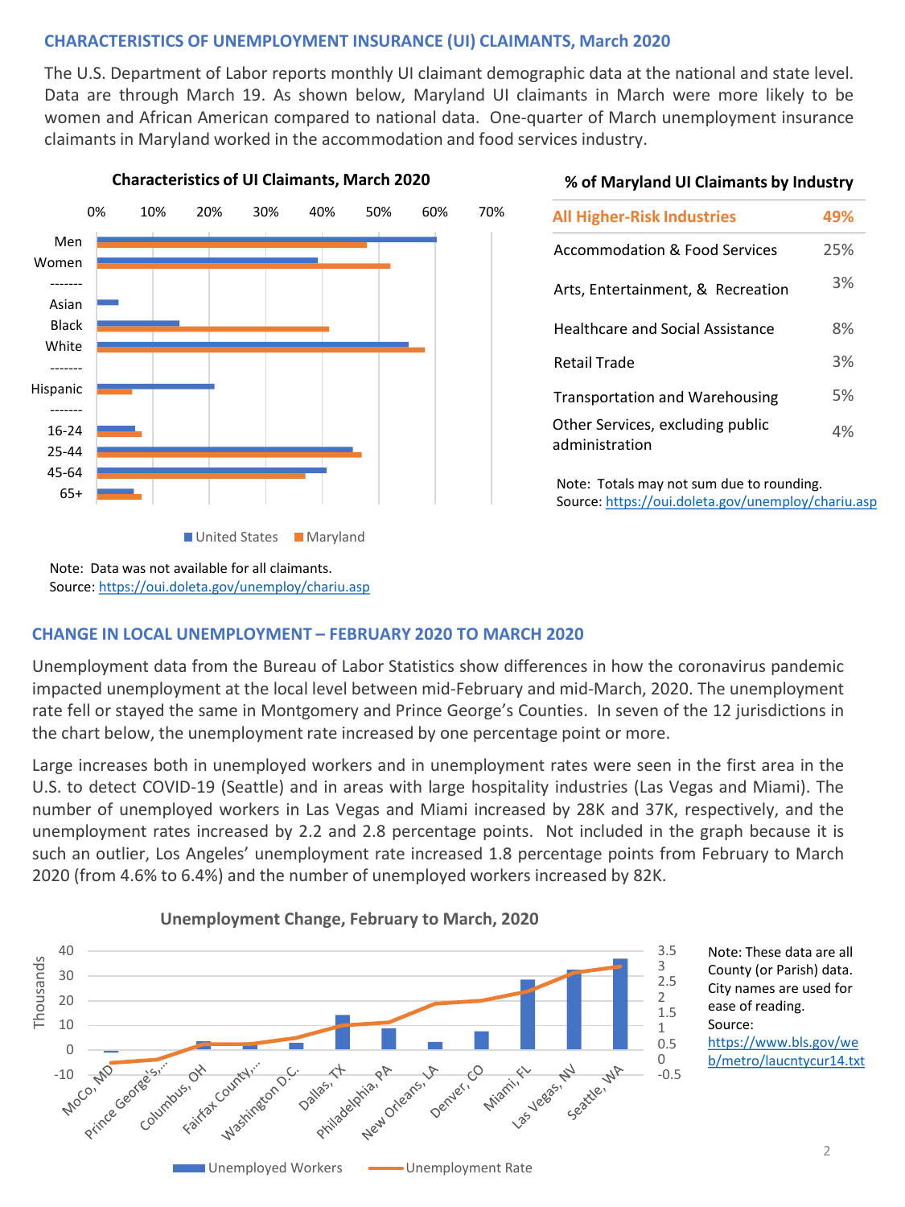## CHARACTERISTICS OF UNEMPLOYMENT INSURANCE (UI) CLAIMANTS, March 2020

The U.S. Department of Labor reports monthly UI claimant demographic data at the national and state level. Data are through March 19. As shown below, Maryland UI claimants in March were more likely to be women and African American compared to national data. One-quarter of March unemployment insurance claimants in Maryland worked in the accommodation and food services industry.

**Characteristics of UI Claimants, March 2020**

0% 10% 20% 30% 40% 50% 60% 70%

Men
Women
-------
Asian
Black
White
-------
Hispanic
-------
16-24
25-44
45-64
65+

United States  Maryland

Note: Data was not available for all claimants.
Source: https://oui.doleta.gov/unemploy/chariu.asp

**% of Maryland UI Claimants by Industry**

| | |
|---|---|
| **All Higher-Risk Industries** | **49%** |
| Accommodation & Food Services | 25% |
| Arts, Entertainment, & Recreation | 3% |
| Healthcare and Social Assistance | 8% |
| Retail Trade | 3% |
| Transportation and Warehousing | 5% |
| Other Services, excluding public administration | 4% |

Note: Totals may not sum due to rounding.
Source: https://oui.doleta.gov/unemploy/chariu.asp

## CHANGE IN LOCAL UNEMPLOYMENT – FEBRUARY 2020 TO MARCH 2020

Unemployment data from the Bureau of Labor Statistics show differences in how the coronavirus pandemic impacted unemployment at the local level between mid-February and mid-March, 2020. The unemployment rate fell or stayed the same in Montgomery and Prince George's Counties. In seven of the 12 jurisdictions in the chart below, the unemployment rate increased by one percentage point or more.

Large increases both in unemployed workers and in unemployment rates were seen in the first area in the U.S. to detect COVID-19 (Seattle) and in areas with large hospitality industries (Las Vegas and Miami). The number of unemployed workers in Las Vegas and Miami increased by 28K and 37K, respectively, and the unemployment rates increased by 2.2 and 2.8 percentage points. Not included in the graph because it is such an outlier, Los Angeles' unemployment rate increased 1.8 percentage points from February to March 2020 (from 4.6% to 6.4%) and the number of unemployed workers increased by 82K.

**Unemployment Change, February to March, 2020**

Thousands
40 30 20 10 0 -10
3.5 3 2.5 2 1.5 1 0.5 0 -0.5

MoCo, MD
Prince George's,...
Columbus, OH
Fairfax County,...
Washington D.C.
Dallas, TX
Philadelphia, PA
New Orleans, LA
Denver, CO
Miami, FL
Las Vegas, NV
Seattle, WA

Unemployed Workers  Unemployment Rate

Note: These data are all County (or Parish) data. City names are used for ease of reading.
Source: https://www.bls.gov/web/metro/laucntycur14.txt